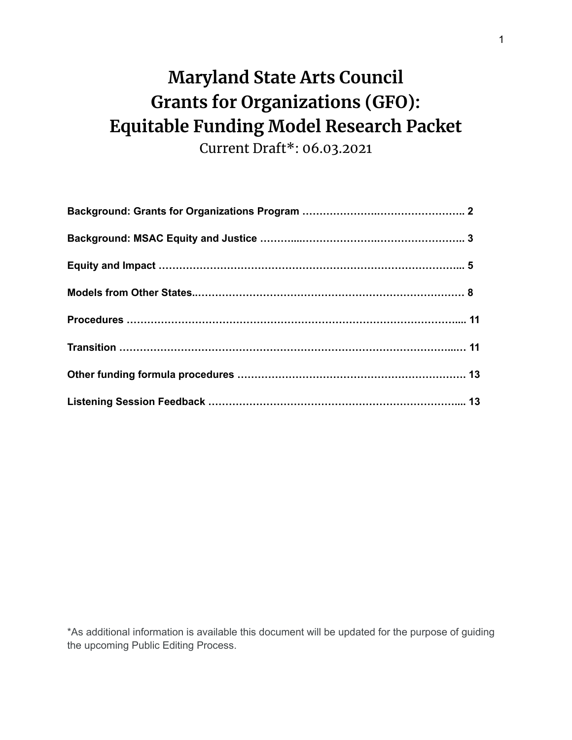# Maryland State Arts Council
# Grants for Organizations (GFO):
# Equitable Funding Model Research Packet

Current Draft*: 06.03.2021

**Background: Grants for Organizations Program …………………………………………. 2**

**Background: MSAC Equity and Justice …………………………………………………. 3**

**Equity and Impact ……………………………………………………………………….. 5**

**Models from Other States…………………………………………………………………… 8**

**Procedures ………………………………………………………………………………….. 11**

**Transition ……………………………………………………………………………….…. 11**

**Other funding formula procedures ……………………………………………………… 13**

**Listening Session Feedback ……………………………………………………………... 13**

*As additional information is available this document will be updated for the purpose of guiding the upcoming Public Editing Process.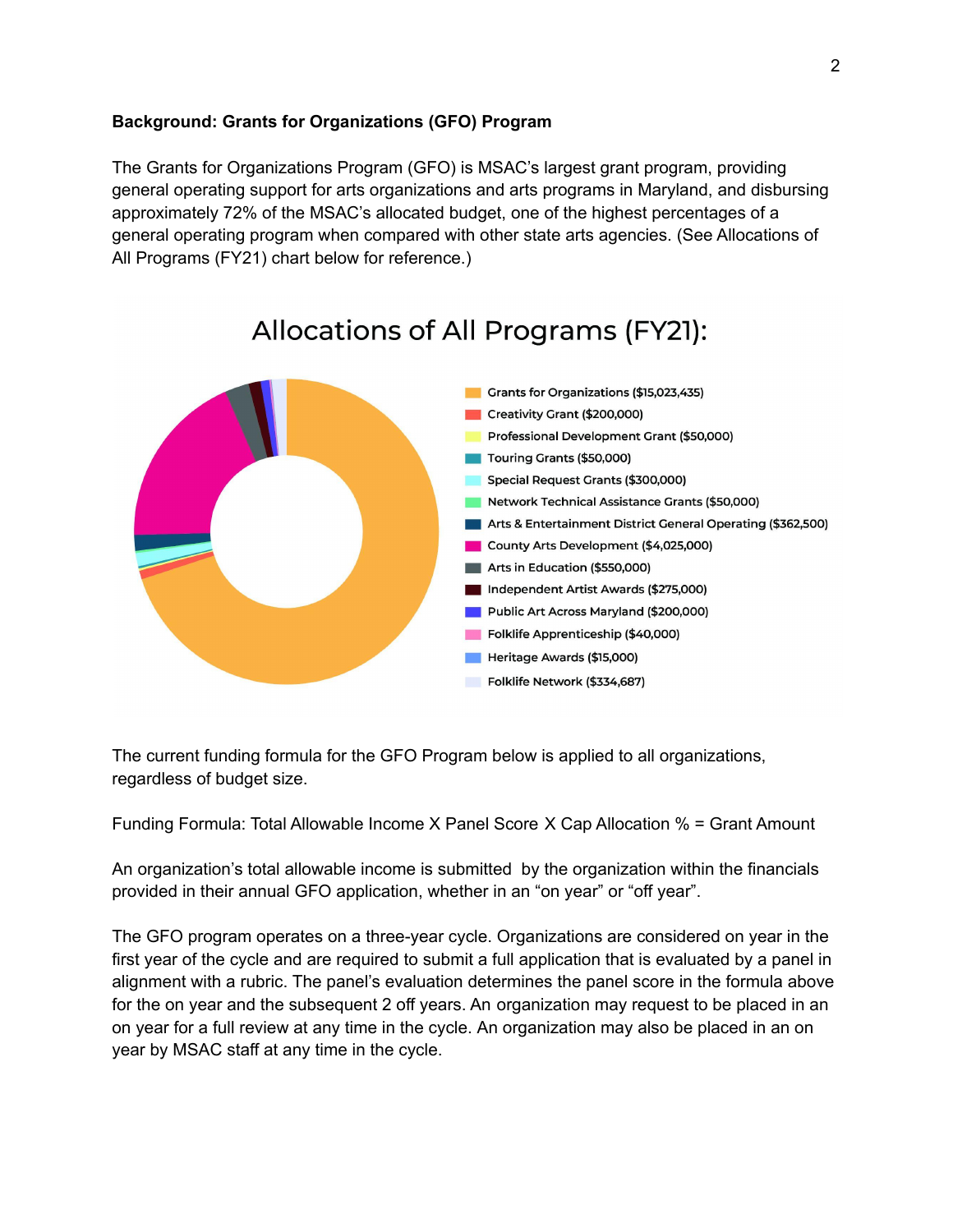**Background: Grants for Organizations (GFO) Program**

The Grants for Organizations Program (GFO) is MSAC's largest grant program, providing general operating support for arts organizations and arts programs in Maryland, and disbursing approximately 72% of the MSAC's allocated budget, one of the highest percentages of a general operating program when compared with other state arts agencies. (See Allocations of All Programs (FY21) chart below for reference.)

Allocations of All Programs (FY21):

- Grants for Organizations ($15,023,435)
- Creativity Grant ($200,000)
- Professional Development Grant ($50,000)
- Touring Grants ($50,000)
- Special Request Grants ($300,000)
- Network Technical Assistance Grants ($50,000)
- Arts & Entertainment District General Operating ($362,500)
- County Arts Development ($4,025,000)
- Arts in Education ($550,000)
- Independent Artist Awards ($275,000)
- Public Art Across Maryland ($200,000)
- Folklife Apprenticeship ($40,000)
- Heritage Awards ($15,000)
- Folklife Network ($334,687)

The current funding formula for the GFO Program below is applied to all organizations, regardless of budget size.

Funding Formula: Total Allowable Income X Panel Score X Cap Allocation % = Grant Amount

An organization's total allowable income is submitted by the organization within the financials provided in their annual GFO application, whether in an "on year" or "off year".

The GFO program operates on a three-year cycle. Organizations are considered on year in the first year of the cycle and are required to submit a full application that is evaluated by a panel in alignment with a rubric. The panel's evaluation determines the panel score in the formula above for the on year and the subsequent 2 off years. An organization may request to be placed in an on year for a full review at any time in the cycle. An organization may also be placed in an on year by MSAC staff at any time in the cycle.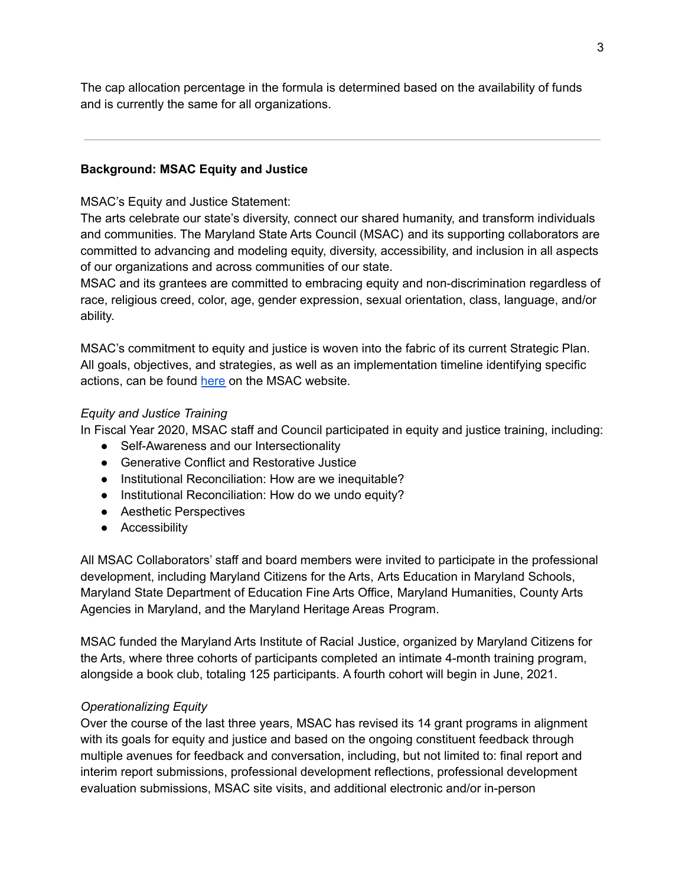The cap allocation percentage in the formula is determined based on the availability of funds and is currently the same for all organizations.

---

**Background: MSAC Equity and Justice**

MSAC's Equity and Justice Statement:
The arts celebrate our state's diversity, connect our shared humanity, and transform individuals and communities. The Maryland State Arts Council (MSAC) and its supporting collaborators are committed to advancing and modeling equity, diversity, accessibility, and inclusion in all aspects of our organizations and across communities of our state.
MSAC and its grantees are committed to embracing equity and non-discrimination regardless of race, religious creed, color, age, gender expression, sexual orientation, class, language, and/or ability.

MSAC's commitment to equity and justice is woven into the fabric of its current Strategic Plan. All goals, objectives, and strategies, as well as an implementation timeline identifying specific actions, can be found here on the MSAC website.

*Equity and Justice Training*
In Fiscal Year 2020, MSAC staff and Council participated in equity and justice training, including:

- Self-Awareness and our Intersectionality
- Generative Conflict and Restorative Justice
- Institutional Reconciliation: How are we inequitable?
- Institutional Reconciliation: How do we undo equity?
- Aesthetic Perspectives
- Accessibility

All MSAC Collaborators' staff and board members were invited to participate in the professional development, including Maryland Citizens for the Arts, Arts Education in Maryland Schools, Maryland State Department of Education Fine Arts Office, Maryland Humanities, County Arts Agencies in Maryland, and the Maryland Heritage Areas Program.

MSAC funded the Maryland Arts Institute of Racial Justice, organized by Maryland Citizens for the Arts, where three cohorts of participants completed an intimate 4-month training program, alongside a book club, totaling 125 participants. A fourth cohort will begin in June, 2021.

*Operationalizing Equity*
Over the course of the last three years, MSAC has revised its 14 grant programs in alignment with its goals for equity and justice and based on the ongoing constituent feedback through multiple avenues for feedback and conversation, including, but not limited to: final report and interim report submissions, professional development reflections, professional development evaluation submissions, MSAC site visits, and additional electronic and/or in-person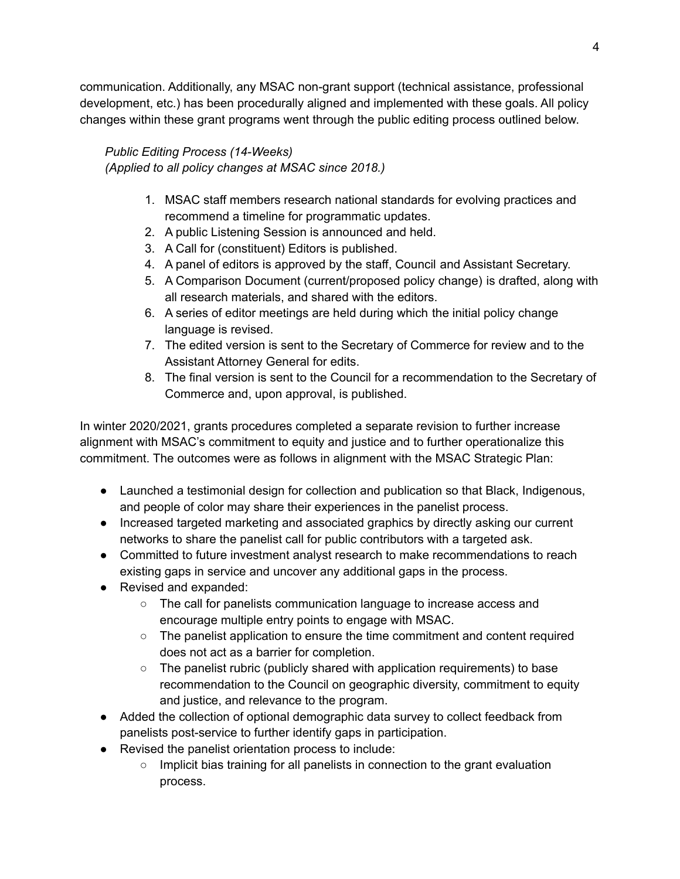communication. Additionally, any MSAC non-grant support (technical assistance, professional development, etc.) has been procedurally aligned and implemented with these goals. All policy changes within these grant programs went through the public editing process outlined below.

*Public Editing Process (14-Weeks)*
*(Applied to all policy changes at MSAC since 2018.)*

1. MSAC staff members research national standards for evolving practices and recommend a timeline for programmatic updates.
2. A public Listening Session is announced and held.
3. A Call for (constituent) Editors is published.
4. A panel of editors is approved by the staff, Council and Assistant Secretary.
5. A Comparison Document (current/proposed policy change) is drafted, along with all research materials, and shared with the editors.
6. A series of editor meetings are held during which the initial policy change language is revised.
7. The edited version is sent to the Secretary of Commerce for review and to the Assistant Attorney General for edits.
8. The final version is sent to the Council for a recommendation to the Secretary of Commerce and, upon approval, is published.

In winter 2020/2021, grants procedures completed a separate revision to further increase alignment with MSAC's commitment to equity and justice and to further operationalize this commitment. The outcomes were as follows in alignment with the MSAC Strategic Plan:

- Launched a testimonial design for collection and publication so that Black, Indigenous, and people of color may share their experiences in the panelist process.
- Increased targeted marketing and associated graphics by directly asking our current networks to share the panelist call for public contributors with a targeted ask.
- Committed to future investment analyst research to make recommendations to reach existing gaps in service and uncover any additional gaps in the process.
- Revised and expanded:
  - The call for panelists communication language to increase access and encourage multiple entry points to engage with MSAC.
  - The panelist application to ensure the time commitment and content required does not act as a barrier for completion.
  - The panelist rubric (publicly shared with application requirements) to base recommendation to the Council on geographic diversity, commitment to equity and justice, and relevance to the program.
- Added the collection of optional demographic data survey to collect feedback from panelists post-service to further identify gaps in participation.
- Revised the panelist orientation process to include:
  - Implicit bias training for all panelists in connection to the grant evaluation process.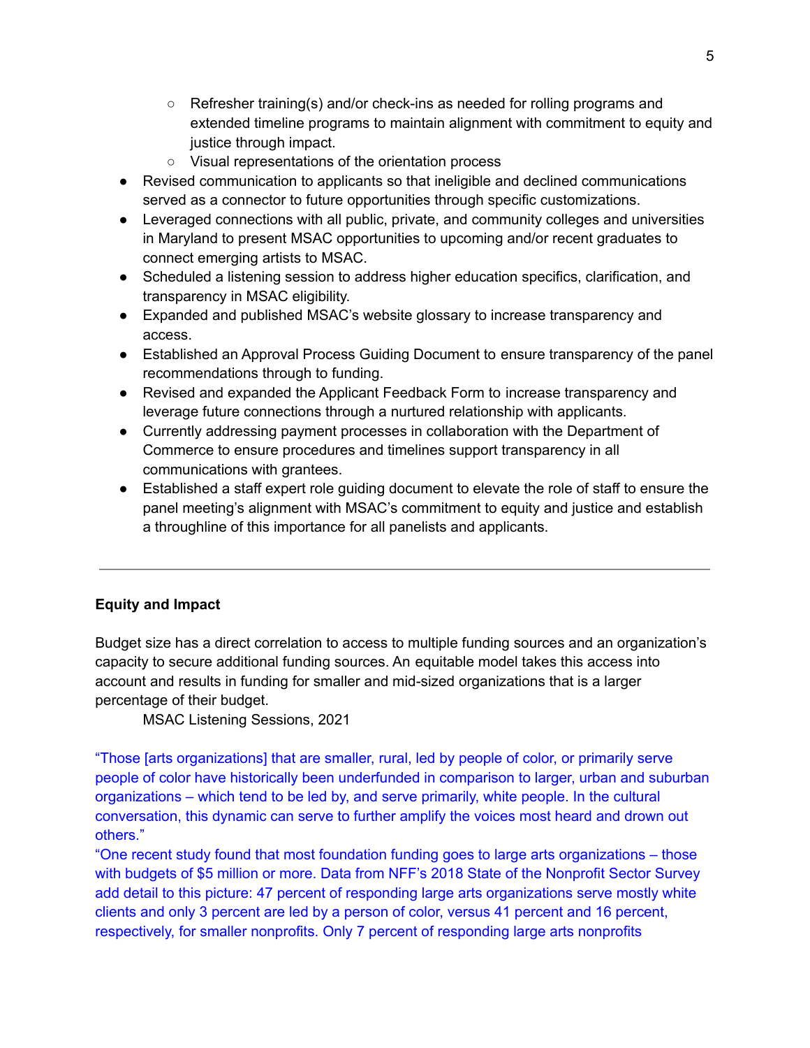- Refresher training(s) and/or check-ins as needed for rolling programs and extended timeline programs to maintain alignment with commitment to equity and justice through impact.
    - Visual representations of the orientation process
- Revised communication to applicants so that ineligible and declined communications served as a connector to future opportunities through specific customizations.
- Leveraged connections with all public, private, and community colleges and universities in Maryland to present MSAC opportunities to upcoming and/or recent graduates to connect emerging artists to MSAC.
- Scheduled a listening session to address higher education specifics, clarification, and transparency in MSAC eligibility.
- Expanded and published MSAC's website glossary to increase transparency and access.
- Established an Approval Process Guiding Document to ensure transparency of the panel recommendations through to funding.
- Revised and expanded the Applicant Feedback Form to increase transparency and leverage future connections through a nurtured relationship with applicants.
- Currently addressing payment processes in collaboration with the Department of Commerce to ensure procedures and timelines support transparency in all communications with grantees.
- Established a staff expert role guiding document to elevate the role of staff to ensure the panel meeting's alignment with MSAC's commitment to equity and justice and establish a throughline of this importance for all panelists and applicants.

---

**Equity and Impact**

Budget size has a direct correlation to access to multiple funding sources and an organization's capacity to secure additional funding sources. An equitable model takes this access into account and results in funding for smaller and mid-sized organizations that is a larger percentage of their budget.

MSAC Listening Sessions, 2021

"Those [arts organizations] that are smaller, rural, led by people of color, or primarily serve people of color have historically been underfunded in comparison to larger, urban and suburban organizations – which tend to be led by, and serve primarily, white people. In the cultural conversation, this dynamic can serve to further amplify the voices most heard and drown out others."

"One recent study found that most foundation funding goes to large arts organizations – those with budgets of $5 million or more. Data from NFF's 2018 State of the Nonprofit Sector Survey add detail to this picture: 47 percent of responding large arts organizations serve mostly white clients and only 3 percent are led by a person of color, versus 41 percent and 16 percent, respectively, for smaller nonprofits. Only 7 percent of responding large arts nonprofits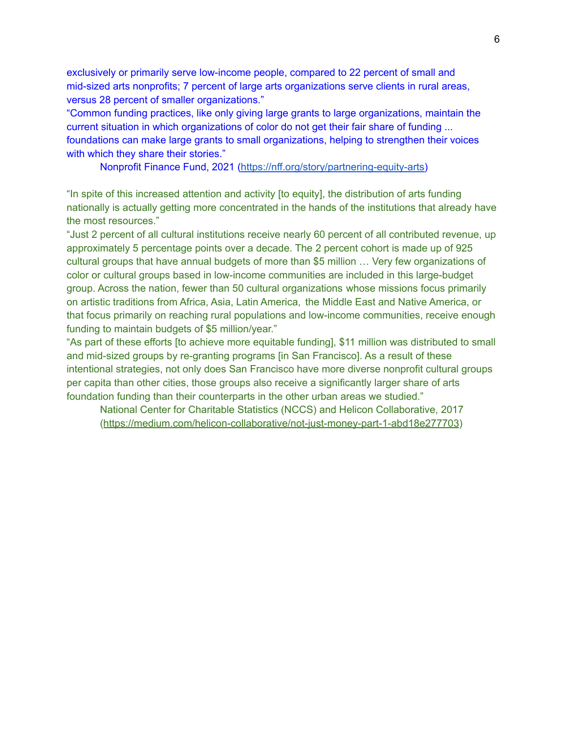exclusively or primarily serve low-income people, compared to 22 percent of small and mid-sized arts nonprofits; 7 percent of large arts organizations serve clients in rural areas, versus 28 percent of smaller organizations."

"Common funding practices, like only giving large grants to large organizations, maintain the current situation in which organizations of color do not get their fair share of funding ... foundations can make large grants to small organizations, helping to strengthen their voices with which they share their stories."

Nonprofit Finance Fund, 2021 ([https://nff.org/story/partnering-equity-arts](https://nff.org/story/partnering-equity-arts))

"In spite of this increased attention and activity [to equity], the distribution of arts funding nationally is actually getting more concentrated in the hands of the institutions that already have the most resources."

"Just 2 percent of all cultural institutions receive nearly 60 percent of all contributed revenue, up approximately 5 percentage points over a decade. The 2 percent cohort is made up of 925 cultural groups that have annual budgets of more than $5 million … Very few organizations of color or cultural groups based in low-income communities are included in this large-budget group. Across the nation, fewer than 50 cultural organizations whose missions focus primarily on artistic traditions from Africa, Asia, Latin America, the Middle East and Native America, or that focus primarily on reaching rural populations and low-income communities, receive enough funding to maintain budgets of $5 million/year."

"As part of these efforts [to achieve more equitable funding], $11 million was distributed to small and mid-sized groups by re-granting programs [in San Francisco]. As a result of these intentional strategies, not only does San Francisco have more diverse nonprofit cultural groups per capita than other cities, those groups also receive a significantly larger share of arts foundation funding than their counterparts in the other urban areas we studied."

National Center for Charitable Statistics (NCCS) and Helicon Collaborative, 2017 ([https://medium.com/helicon-collaborative/not-just-money-part-1-abd18e277703](https://medium.com/helicon-collaborative/not-just-money-part-1-abd18e277703))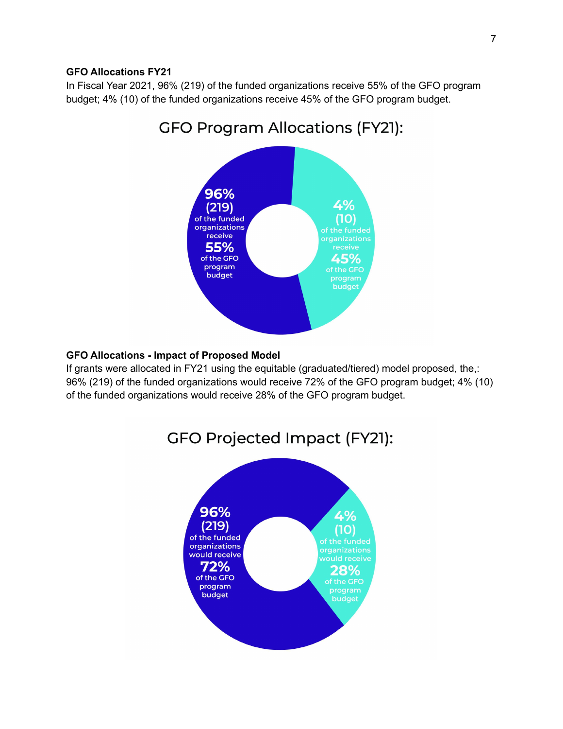**GFO Allocations FY21**

In Fiscal Year 2021, 96% (219) of the funded organizations receive 55% of the GFO program budget; 4% (10) of the funded organizations receive 45% of the GFO program budget.

GFO Program Allocations (FY21):

96% (219) of the funded organizations receive 55% of the GFO program budget

4% (10) of the funded organizations receive 45% of the GFO program budget

**GFO Allocations - Impact of Proposed Model**

If grants were allocated in FY21 using the equitable (graduated/tiered) model proposed, the,: 96% (219) of the funded organizations would receive 72% of the GFO program budget; 4% (10) of the funded organizations would receive 28% of the GFO program budget.

GFO Projected Impact (FY21):

96% (219) of the funded organizations would receive 72% of the GFO program budget

4% (10) of the funded organizations would receive 28% of the GFO program budget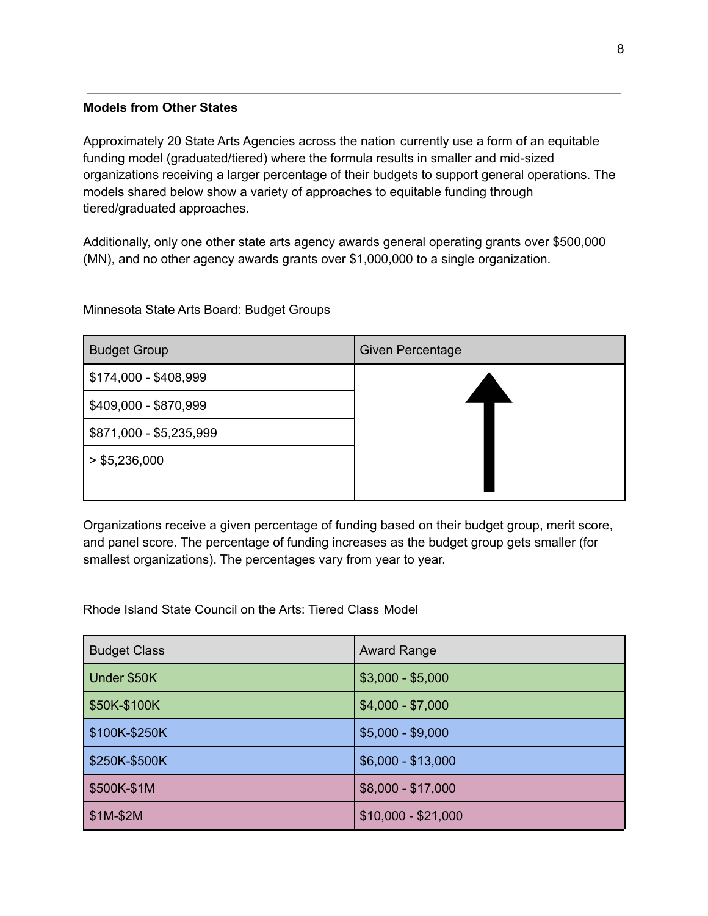**Models from Other States**

Approximately 20 State Arts Agencies across the nation currently use a form of an equitable funding model (graduated/tiered) where the formula results in smaller and mid-sized organizations receiving a larger percentage of their budgets to support general operations. The models shared below show a variety of approaches to equitable funding through tiered/graduated approaches.

Additionally, only one other state arts agency awards general operating grants over $500,000 (MN), and no other agency awards grants over $1,000,000 to a single organization.

Minnesota State Arts Board: Budget Groups

| Budget Group | Given Percentage |
|---|---|
| $174,000 - $408,999 | ↑ |
| $409,000 - $870,999 | |
| $871,000 - $5,235,999 | |
| > $5,236,000 | |

Organizations receive a given percentage of funding based on their budget group, merit score, and panel score. The percentage of funding increases as the budget group gets smaller (for smallest organizations). The percentages vary from year to year.

Rhode Island State Council on the Arts: Tiered Class Model

| Budget Class | Award Range |
|---|---|
| Under $50K | $3,000 - $5,000 |
| $50K-$100K | $4,000 - $7,000 |
| $100K-$250K | $5,000 - $9,000 |
| $250K-$500K | $6,000 - $13,000 |
| $500K-$1M | $8,000 - $17,000 |
| $1M-$2M | $10,000 - $21,000 |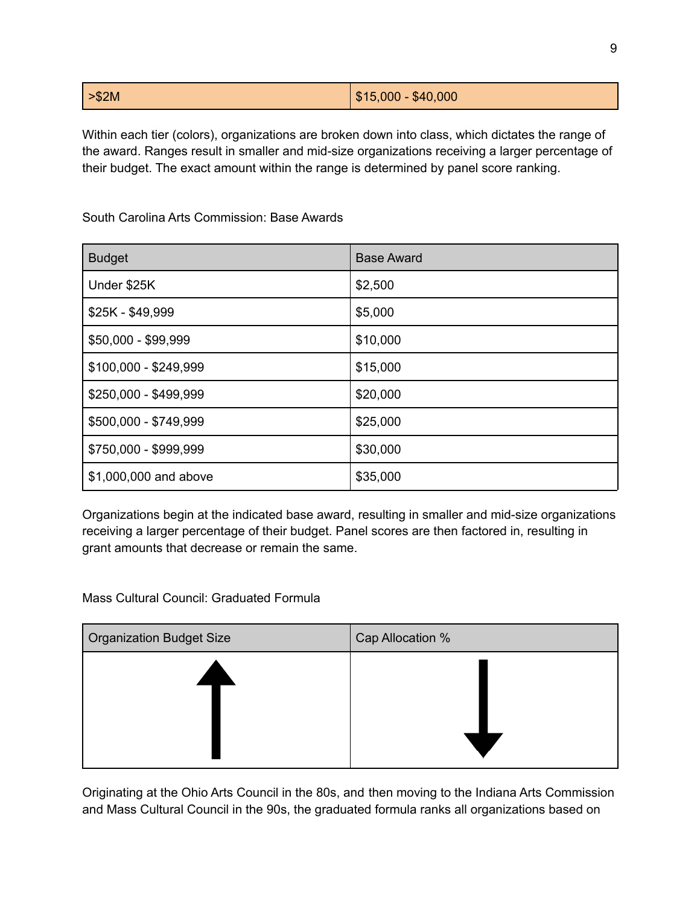| >$2M | $15,000 - $40,000 |
|---|---|

Within each tier (colors), organizations are broken down into class, which dictates the range of the award. Ranges result in smaller and mid-size organizations receiving a larger percentage of their budget. The exact amount within the range is determined by panel score ranking.

South Carolina Arts Commission: Base Awards

| Budget | Base Award |
|---|---|
| Under $25K | $2,500 |
| $25K - $49,999 | $5,000 |
| $50,000 - $99,999 | $10,000 |
| $100,000 - $249,999 | $15,000 |
| $250,000 - $499,999 | $20,000 |
| $500,000 - $749,999 | $25,000 |
| $750,000 - $999,999 | $30,000 |
| $1,000,000 and above | $35,000 |

Organizations begin at the indicated base award, resulting in smaller and mid-size organizations receiving a larger percentage of their budget. Panel scores are then factored in, resulting in grant amounts that decrease or remain the same.

Mass Cultural Council: Graduated Formula

| Organization Budget Size | Cap Allocation % |
|---|---|
| ↑ | ↓ |

Originating at the Ohio Arts Council in the 80s, and then moving to the Indiana Arts Commission and Mass Cultural Council in the 90s, the graduated formula ranks all organizations based on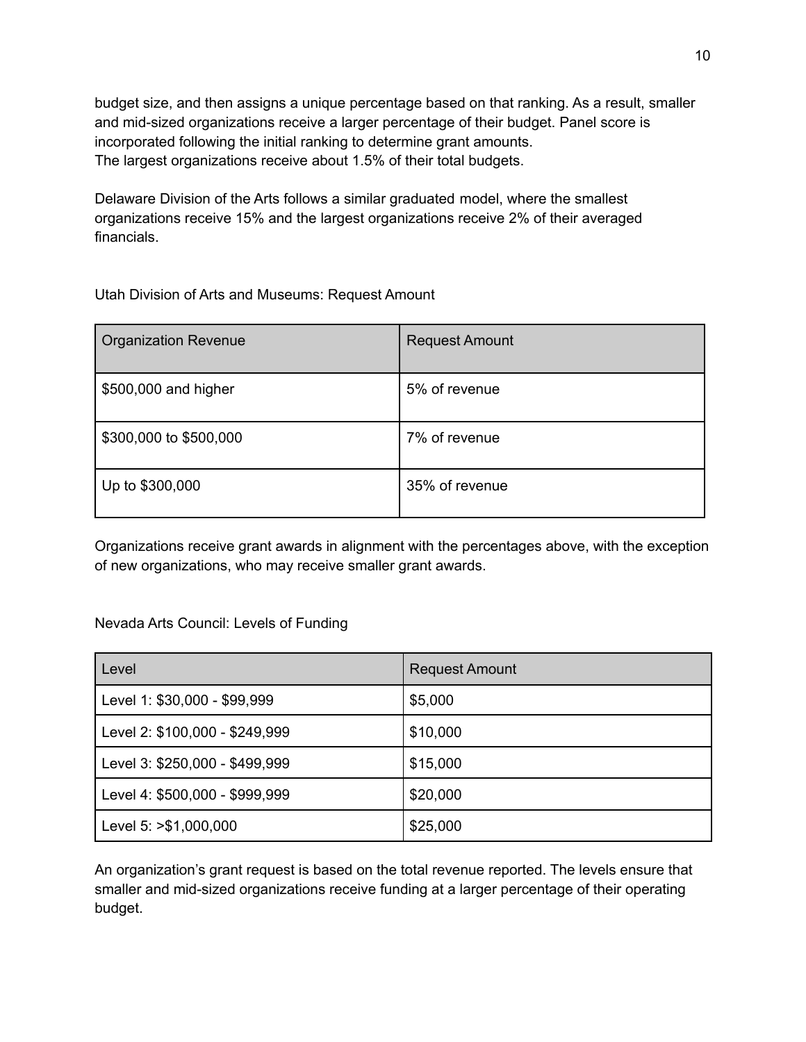budget size, and then assigns a unique percentage based on that ranking. As a result, smaller and mid-sized organizations receive a larger percentage of their budget. Panel score is incorporated following the initial ranking to determine grant amounts.
The largest organizations receive about 1.5% of their total budgets.

Delaware Division of the Arts follows a similar graduated model, where the smallest organizations receive 15% and the largest organizations receive 2% of their averaged financials.

Utah Division of Arts and Museums: Request Amount

| Organization Revenue | Request Amount |
|---|---|
| $500,000 and higher | 5% of revenue |
| $300,000 to $500,000 | 7% of revenue |
| Up to $300,000 | 35% of revenue |

Organizations receive grant awards in alignment with the percentages above, with the exception of new organizations, who may receive smaller grant awards.

Nevada Arts Council: Levels of Funding

| Level | Request Amount |
|---|---|
| Level 1: $30,000 - $99,999 | $5,000 |
| Level 2: $100,000 - $249,999 | $10,000 |
| Level 3: $250,000 - $499,999 | $15,000 |
| Level 4: $500,000 - $999,999 | $20,000 |
| Level 5: >$1,000,000 | $25,000 |

An organization's grant request is based on the total revenue reported. The levels ensure that smaller and mid-sized organizations receive funding at a larger percentage of their operating budget.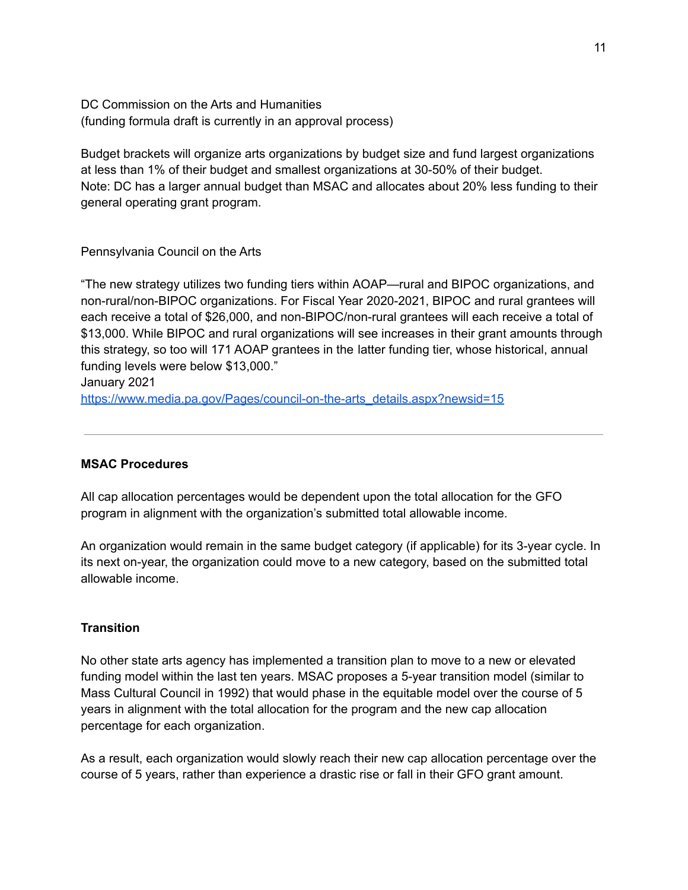DC Commission on the Arts and Humanities
(funding formula draft is currently in an approval process)

Budget brackets will organize arts organizations by budget size and fund largest organizations at less than 1% of their budget and smallest organizations at 30-50% of their budget.
Note: DC has a larger annual budget than MSAC and allocates about 20% less funding to their general operating grant program.

Pennsylvania Council on the Arts

"The new strategy utilizes two funding tiers within AOAP—rural and BIPOC organizations, and non-rural/non-BIPOC organizations. For Fiscal Year 2020-2021, BIPOC and rural grantees will each receive a total of $26,000, and non-BIPOC/non-rural grantees will each receive a total of $13,000. While BIPOC and rural organizations will see increases in their grant amounts through this strategy, so too will 171 AOAP grantees in the latter funding tier, whose historical, annual funding levels were below $13,000."
January 2021
[https://www.media.pa.gov/Pages/council-on-the-arts_details.aspx?newsid=15](https://www.media.pa.gov/Pages/council-on-the-arts_details.aspx?newsid=15)

---

**MSAC Procedures**

All cap allocation percentages would be dependent upon the total allocation for the GFO program in alignment with the organization's submitted total allowable income.

An organization would remain in the same budget category (if applicable) for its 3-year cycle. In its next on-year, the organization could move to a new category, based on the submitted total allowable income.

**Transition**

No other state arts agency has implemented a transition plan to move to a new or elevated funding model within the last ten years. MSAC proposes a 5-year transition model (similar to Mass Cultural Council in 1992) that would phase in the equitable model over the course of 5 years in alignment with the total allocation for the program and the new cap allocation percentage for each organization.

As a result, each organization would slowly reach their new cap allocation percentage over the course of 5 years, rather than experience a drastic rise or fall in their GFO grant amount.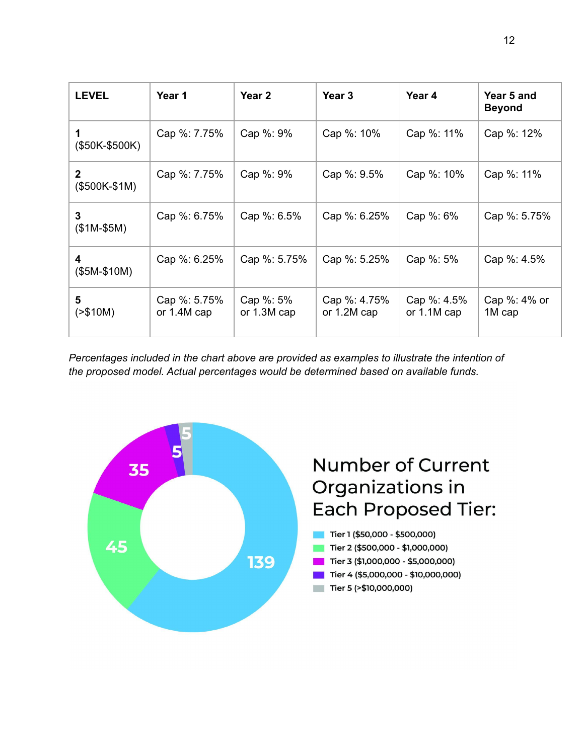| LEVEL | Year 1 | Year 2 | Year 3 | Year 4 | Year 5 and Beyond |
|---|---|---|---|---|---|
| 1 ($50K-$500K) | Cap %: 7.75% | Cap %: 9% | Cap %: 10% | Cap %: 11% | Cap %: 12% |
| 2 ($500K-$1M) | Cap %: 7.75% | Cap %: 9% | Cap %: 9.5% | Cap %: 10% | Cap %: 11% |
| 3 ($1M-$5M) | Cap %: 6.75% | Cap %: 6.5% | Cap %: 6.25% | Cap %: 6% | Cap %: 5.75% |
| 4 ($5M-$10M) | Cap %: 6.25% | Cap %: 5.75% | Cap %: 5.25% | Cap %: 5% | Cap %: 4.5% |
| 5 (>$10M) | Cap %: 5.75% or 1.4M cap | Cap %: 5% or 1.3M cap | Cap %: 4.75% or 1.2M cap | Cap %: 4.5% or 1.1M cap | Cap %: 4% or 1M cap |

*Percentages included in the chart above are provided as examples to illustrate the intention of the proposed model. Actual percentages would be determined based on available funds.*

## Number of Current Organizations in Each Proposed Tier:

| Tier | Number of Organizations |
|---|---|
| Tier 1 ($50,000 - $500,000) | 139 |
| Tier 2 ($500,000 - $1,000,000) | 45 |
| Tier 3 ($1,000,000 - $5,000,000) | 35 |
| Tier 4 ($5,000,000 - $10,000,000) | 5 |
| Tier 5 (>$10,000,000) | 5 |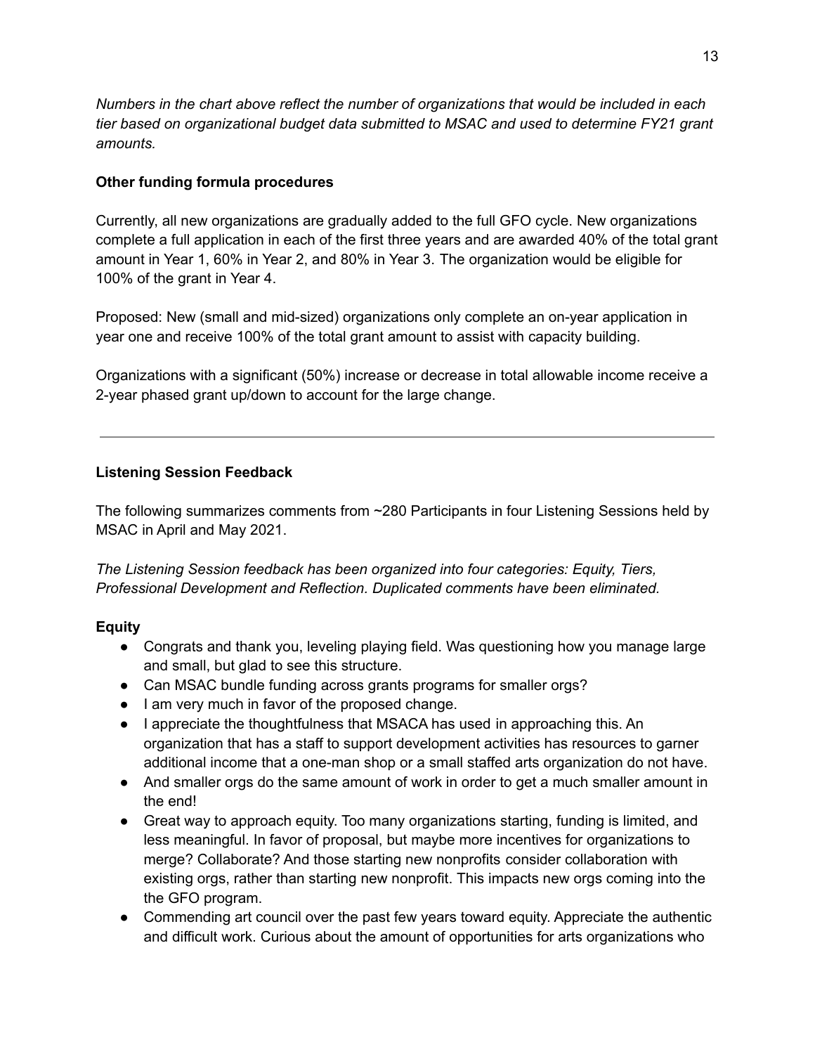*Numbers in the chart above reflect the number of organizations that would be included in each tier based on organizational budget data submitted to MSAC and used to determine FY21 grant amounts.*

**Other funding formula procedures**

Currently, all new organizations are gradually added to the full GFO cycle. New organizations complete a full application in each of the first three years and are awarded 40% of the total grant amount in Year 1, 60% in Year 2, and 80% in Year 3. The organization would be eligible for 100% of the grant in Year 4.

Proposed: New (small and mid-sized) organizations only complete an on-year application in year one and receive 100% of the total grant amount to assist with capacity building.

Organizations with a significant (50%) increase or decrease in total allowable income receive a 2-year phased grant up/down to account for the large change.

---

**Listening Session Feedback**

The following summarizes comments from ~280 Participants in four Listening Sessions held by MSAC in April and May 2021.

*The Listening Session feedback has been organized into four categories: Equity, Tiers, Professional Development and Reflection. Duplicated comments have been eliminated.*

**Equity**

- Congrats and thank you, leveling playing field. Was questioning how you manage large and small, but glad to see this structure.
- Can MSAC bundle funding across grants programs for smaller orgs?
- I am very much in favor of the proposed change.
- I appreciate the thoughtfulness that MSACA has used in approaching this. An organization that has a staff to support development activities has resources to garner additional income that a one-man shop or a small staffed arts organization do not have.
- And smaller orgs do the same amount of work in order to get a much smaller amount in the end!
- Great way to approach equity. Too many organizations starting, funding is limited, and less meaningful. In favor of proposal, but maybe more incentives for organizations to merge? Collaborate? And those starting new nonprofits consider collaboration with existing orgs, rather than starting new nonprofit. This impacts new orgs coming into the the GFO program.
- Commending art council over the past few years toward equity. Appreciate the authentic and difficult work. Curious about the amount of opportunities for arts organizations who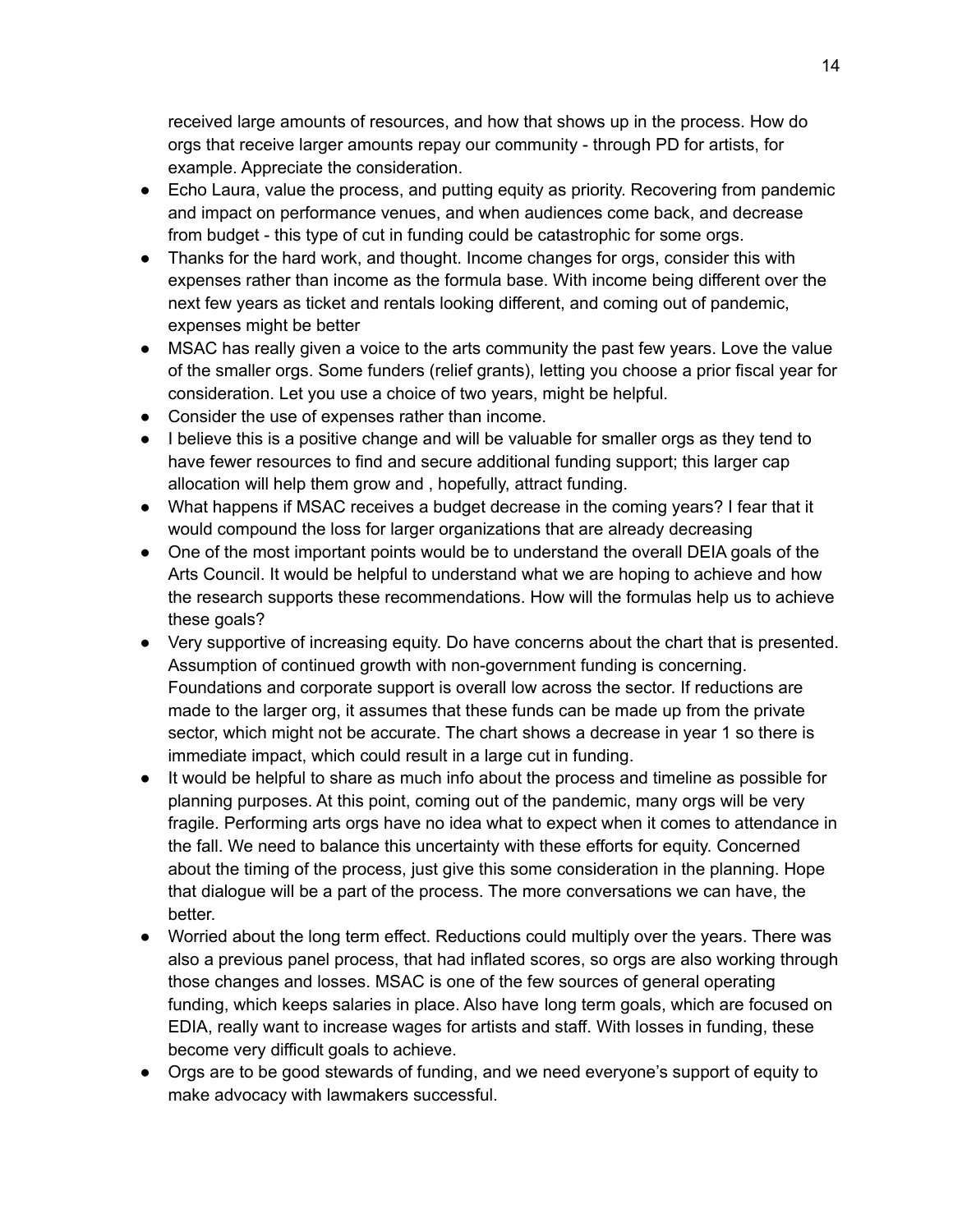received large amounts of resources, and how that shows up in the process. How do orgs that receive larger amounts repay our community - through PD for artists, for example. Appreciate the consideration.

- Echo Laura, value the process, and putting equity as priority. Recovering from pandemic and impact on performance venues, and when audiences come back, and decrease from budget - this type of cut in funding could be catastrophic for some orgs.
- Thanks for the hard work, and thought. Income changes for orgs, consider this with expenses rather than income as the formula base. With income being different over the next few years as ticket and rentals looking different, and coming out of pandemic, expenses might be better
- MSAC has really given a voice to the arts community the past few years. Love the value of the smaller orgs. Some funders (relief grants), letting you choose a prior fiscal year for consideration. Let you use a choice of two years, might be helpful.
- Consider the use of expenses rather than income.
- I believe this is a positive change and will be valuable for smaller orgs as they tend to have fewer resources to find and secure additional funding support; this larger cap allocation will help them grow and , hopefully, attract funding.
- What happens if MSAC receives a budget decrease in the coming years? I fear that it would compound the loss for larger organizations that are already decreasing
- One of the most important points would be to understand the overall DEIA goals of the Arts Council. It would be helpful to understand what we are hoping to achieve and how the research supports these recommendations. How will the formulas help us to achieve these goals?
- Very supportive of increasing equity. Do have concerns about the chart that is presented. Assumption of continued growth with non-government funding is concerning. Foundations and corporate support is overall low across the sector. If reductions are made to the larger org, it assumes that these funds can be made up from the private sector, which might not be accurate. The chart shows a decrease in year 1 so there is immediate impact, which could result in a large cut in funding.
- It would be helpful to share as much info about the process and timeline as possible for planning purposes. At this point, coming out of the pandemic, many orgs will be very fragile. Performing arts orgs have no idea what to expect when it comes to attendance in the fall. We need to balance this uncertainty with these efforts for equity. Concerned about the timing of the process, just give this some consideration in the planning. Hope that dialogue will be a part of the process. The more conversations we can have, the better.
- Worried about the long term effect. Reductions could multiply over the years. There was also a previous panel process, that had inflated scores, so orgs are also working through those changes and losses. MSAC is one of the few sources of general operating funding, which keeps salaries in place. Also have long term goals, which are focused on EDIA, really want to increase wages for artists and staff. With losses in funding, these become very difficult goals to achieve.
- Orgs are to be good stewards of funding, and we need everyone's support of equity to make advocacy with lawmakers successful.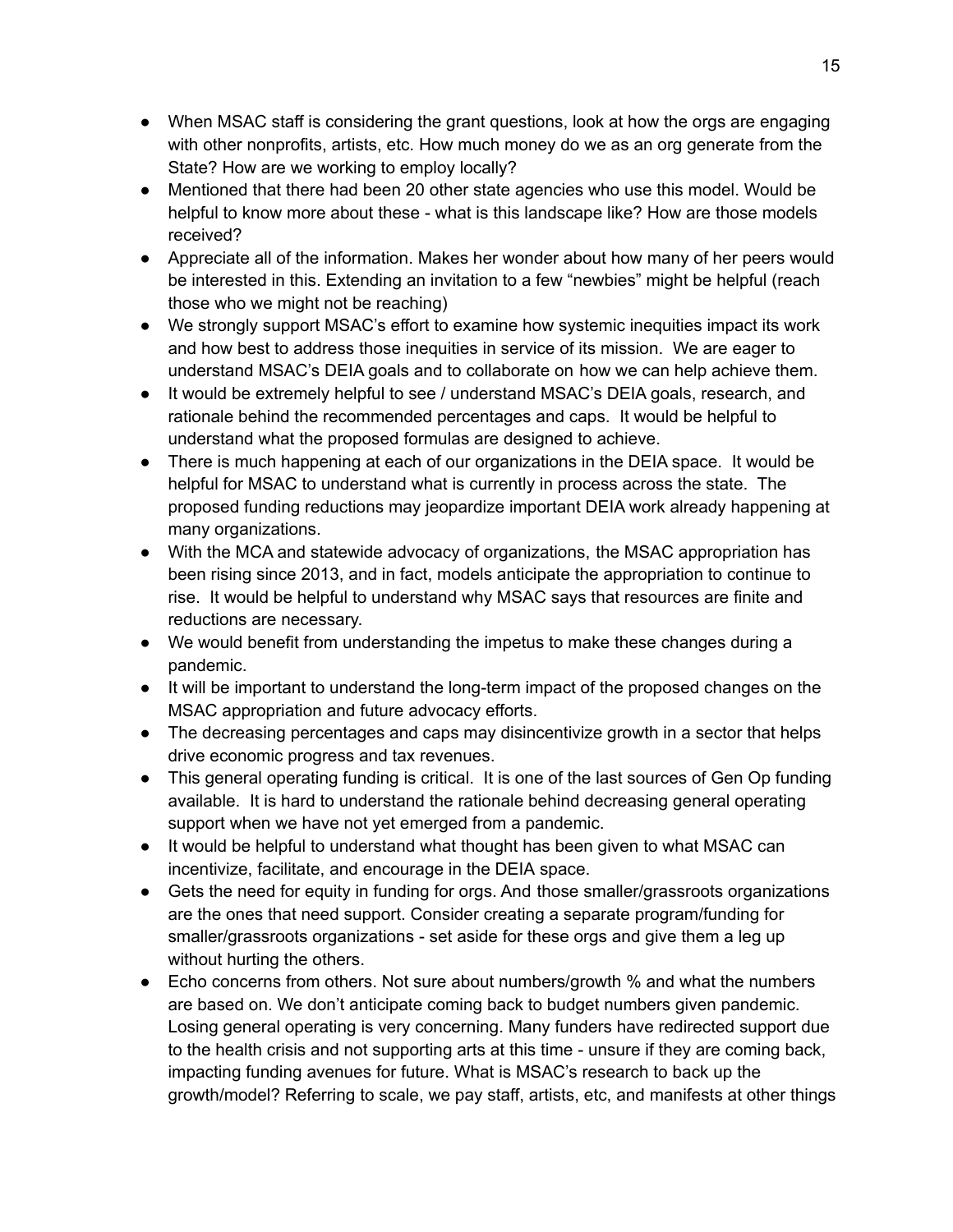- When MSAC staff is considering the grant questions, look at how the orgs are engaging with other nonprofits, artists, etc. How much money do we as an org generate from the State? How are we working to employ locally?
- Mentioned that there had been 20 other state agencies who use this model. Would be helpful to know more about these - what is this landscape like? How are those models received?
- Appreciate all of the information. Makes her wonder about how many of her peers would be interested in this. Extending an invitation to a few "newbies" might be helpful (reach those who we might not be reaching)
- We strongly support MSAC's effort to examine how systemic inequities impact its work and how best to address those inequities in service of its mission. We are eager to understand MSAC's DEIA goals and to collaborate on how we can help achieve them.
- It would be extremely helpful to see / understand MSAC's DEIA goals, research, and rationale behind the recommended percentages and caps. It would be helpful to understand what the proposed formulas are designed to achieve.
- There is much happening at each of our organizations in the DEIA space. It would be helpful for MSAC to understand what is currently in process across the state. The proposed funding reductions may jeopardize important DEIA work already happening at many organizations.
- With the MCA and statewide advocacy of organizations, the MSAC appropriation has been rising since 2013, and in fact, models anticipate the appropriation to continue to rise. It would be helpful to understand why MSAC says that resources are finite and reductions are necessary.
- We would benefit from understanding the impetus to make these changes during a pandemic.
- It will be important to understand the long-term impact of the proposed changes on the MSAC appropriation and future advocacy efforts.
- The decreasing percentages and caps may disincentivize growth in a sector that helps drive economic progress and tax revenues.
- This general operating funding is critical. It is one of the last sources of Gen Op funding available. It is hard to understand the rationale behind decreasing general operating support when we have not yet emerged from a pandemic.
- It would be helpful to understand what thought has been given to what MSAC can incentivize, facilitate, and encourage in the DEIA space.
- Gets the need for equity in funding for orgs. And those smaller/grassroots organizations are the ones that need support. Consider creating a separate program/funding for smaller/grassroots organizations - set aside for these orgs and give them a leg up without hurting the others.
- Echo concerns from others. Not sure about numbers/growth % and what the numbers are based on. We don't anticipate coming back to budget numbers given pandemic. Losing general operating is very concerning. Many funders have redirected support due to the health crisis and not supporting arts at this time - unsure if they are coming back, impacting funding avenues for future. What is MSAC's research to back up the growth/model? Referring to scale, we pay staff, artists, etc, and manifests at other things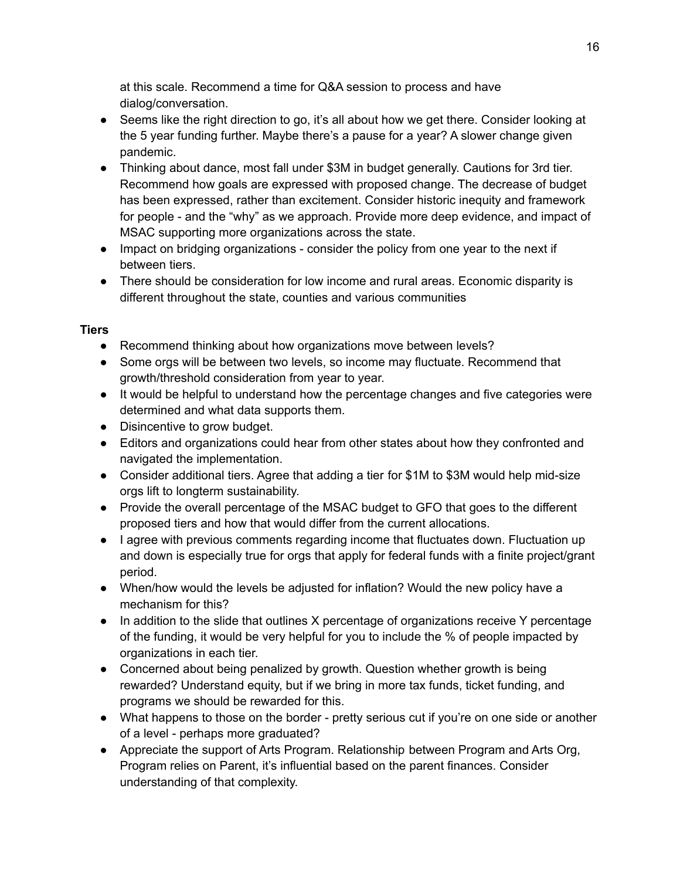at this scale. Recommend a time for Q&A session to process and have dialog/conversation.

- Seems like the right direction to go, it's all about how we get there. Consider looking at the 5 year funding further. Maybe there's a pause for a year? A slower change given pandemic.
- Thinking about dance, most fall under $3M in budget generally. Cautions for 3rd tier. Recommend how goals are expressed with proposed change. The decrease of budget has been expressed, rather than excitement. Consider historic inequity and framework for people - and the "why" as we approach. Provide more deep evidence, and impact of MSAC supporting more organizations across the state.
- Impact on bridging organizations - consider the policy from one year to the next if between tiers.
- There should be consideration for low income and rural areas. Economic disparity is different throughout the state, counties and various communities

**Tiers**

- Recommend thinking about how organizations move between levels?
- Some orgs will be between two levels, so income may fluctuate. Recommend that growth/threshold consideration from year to year.
- It would be helpful to understand how the percentage changes and five categories were determined and what data supports them.
- Disincentive to grow budget.
- Editors and organizations could hear from other states about how they confronted and navigated the implementation.
- Consider additional tiers. Agree that adding a tier for $1M to $3M would help mid-size orgs lift to longterm sustainability.
- Provide the overall percentage of the MSAC budget to GFO that goes to the different proposed tiers and how that would differ from the current allocations.
- I agree with previous comments regarding income that fluctuates down. Fluctuation up and down is especially true for orgs that apply for federal funds with a finite project/grant period.
- When/how would the levels be adjusted for inflation? Would the new policy have a mechanism for this?
- In addition to the slide that outlines X percentage of organizations receive Y percentage of the funding, it would be very helpful for you to include the % of people impacted by organizations in each tier.
- Concerned about being penalized by growth. Question whether growth is being rewarded? Understand equity, but if we bring in more tax funds, ticket funding, and programs we should be rewarded for this.
- What happens to those on the border - pretty serious cut if you're on one side or another of a level - perhaps more graduated?
- Appreciate the support of Arts Program. Relationship between Program and Arts Org, Program relies on Parent, it's influential based on the parent finances. Consider understanding of that complexity.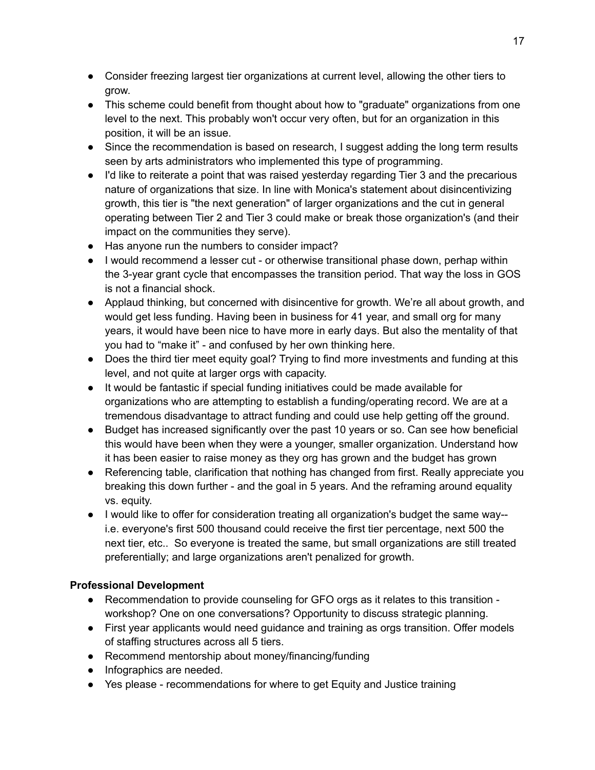- Consider freezing largest tier organizations at current level, allowing the other tiers to grow.
- This scheme could benefit from thought about how to "graduate" organizations from one level to the next. This probably won't occur very often, but for an organization in this position, it will be an issue.
- Since the recommendation is based on research, I suggest adding the long term results seen by arts administrators who implemented this type of programming.
- I'd like to reiterate a point that was raised yesterday regarding Tier 3 and the precarious nature of organizations that size. In line with Monica's statement about disincentivizing growth, this tier is "the next generation" of larger organizations and the cut in general operating between Tier 2 and Tier 3 could make or break those organization's (and their impact on the communities they serve).
- Has anyone run the numbers to consider impact?
- I would recommend a lesser cut - or otherwise transitional phase down, perhap within the 3-year grant cycle that encompasses the transition period. That way the loss in GOS is not a financial shock.
- Applaud thinking, but concerned with disincentive for growth. We're all about growth, and would get less funding. Having been in business for 41 year, and small org for many years, it would have been nice to have more in early days. But also the mentality of that you had to "make it" - and confused by her own thinking here.
- Does the third tier meet equity goal? Trying to find more investments and funding at this level, and not quite at larger orgs with capacity.
- It would be fantastic if special funding initiatives could be made available for organizations who are attempting to establish a funding/operating record. We are at a tremendous disadvantage to attract funding and could use help getting off the ground.
- Budget has increased significantly over the past 10 years or so. Can see how beneficial this would have been when they were a younger, smaller organization. Understand how it has been easier to raise money as they org has grown and the budget has grown
- Referencing table, clarification that nothing has changed from first. Really appreciate you breaking this down further - and the goal in 5 years. And the reframing around equality vs. equity.
- I would like to offer for consideration treating all organization's budget the same way-- i.e. everyone's first 500 thousand could receive the first tier percentage, next 500 the next tier, etc.. So everyone is treated the same, but small organizations are still treated preferentially; and large organizations aren't penalized for growth.

**Professional Development**

- Recommendation to provide counseling for GFO orgs as it relates to this transition - workshop? One on one conversations? Opportunity to discuss strategic planning.
- First year applicants would need guidance and training as orgs transition. Offer models of staffing structures across all 5 tiers.
- Recommend mentorship about money/financing/funding
- Infographics are needed.
- Yes please - recommendations for where to get Equity and Justice training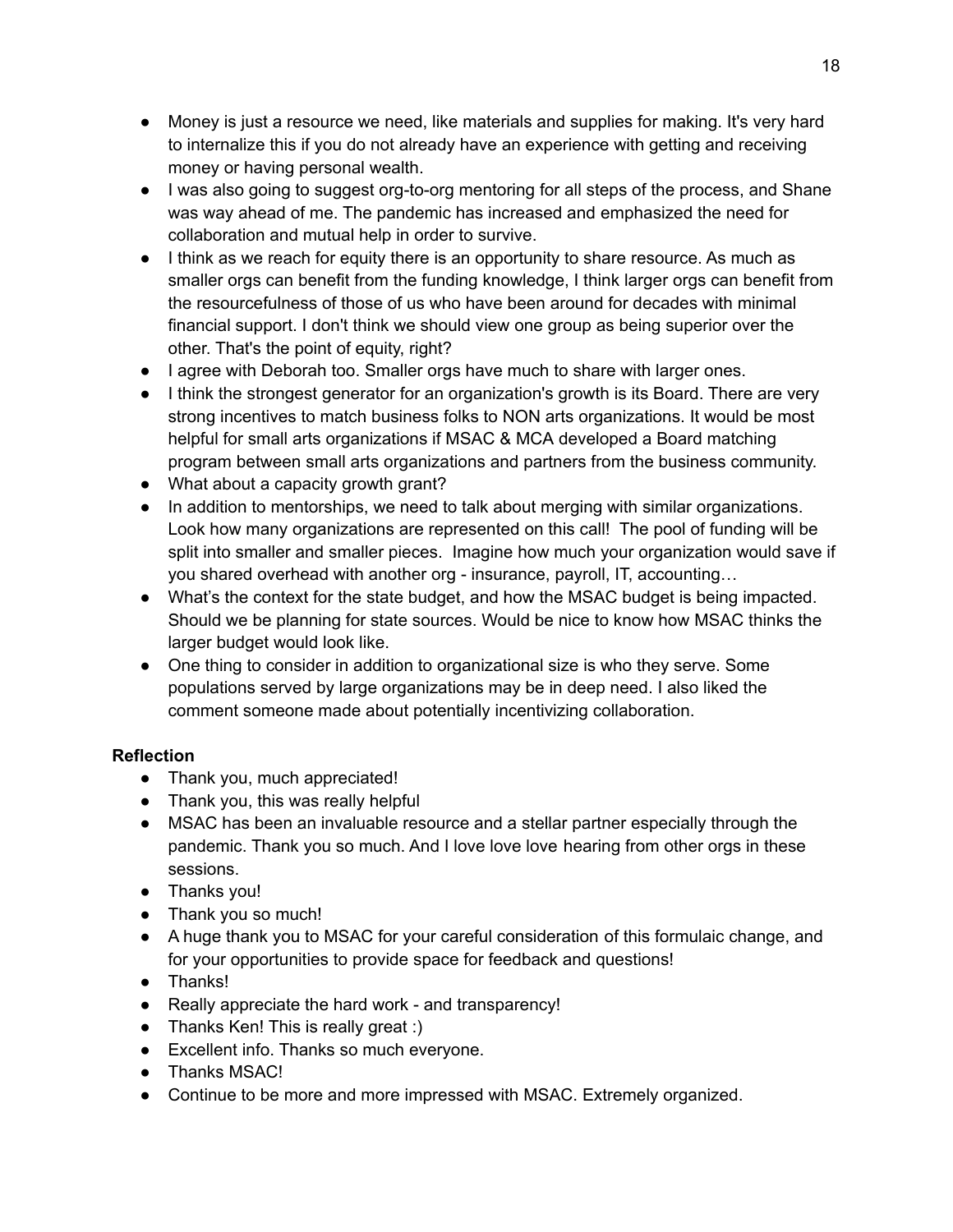- Money is just a resource we need, like materials and supplies for making. It's very hard to internalize this if you do not already have an experience with getting and receiving money or having personal wealth.
- I was also going to suggest org-to-org mentoring for all steps of the process, and Shane was way ahead of me. The pandemic has increased and emphasized the need for collaboration and mutual help in order to survive.
- I think as we reach for equity there is an opportunity to share resource. As much as smaller orgs can benefit from the funding knowledge, I think larger orgs can benefit from the resourcefulness of those of us who have been around for decades with minimal financial support. I don't think we should view one group as being superior over the other. That's the point of equity, right?
- I agree with Deborah too. Smaller orgs have much to share with larger ones.
- I think the strongest generator for an organization's growth is its Board. There are very strong incentives to match business folks to NON arts organizations. It would be most helpful for small arts organizations if MSAC & MCA developed a Board matching program between small arts organizations and partners from the business community.
- What about a capacity growth grant?
- In addition to mentorships, we need to talk about merging with similar organizations. Look how many organizations are represented on this call! The pool of funding will be split into smaller and smaller pieces. Imagine how much your organization would save if you shared overhead with another org - insurance, payroll, IT, accounting…
- What's the context for the state budget, and how the MSAC budget is being impacted. Should we be planning for state sources. Would be nice to know how MSAC thinks the larger budget would look like.
- One thing to consider in addition to organizational size is who they serve. Some populations served by large organizations may be in deep need. I also liked the comment someone made about potentially incentivizing collaboration.

**Reflection**

- Thank you, much appreciated!
- Thank you, this was really helpful
- MSAC has been an invaluable resource and a stellar partner especially through the pandemic. Thank you so much. And I love love love hearing from other orgs in these sessions.
- Thanks you!
- Thank you so much!
- A huge thank you to MSAC for your careful consideration of this formulaic change, and for your opportunities to provide space for feedback and questions!
- Thanks!
- Really appreciate the hard work - and transparency!
- Thanks Ken! This is really great :)
- Excellent info. Thanks so much everyone.
- Thanks MSAC!
- Continue to be more and more impressed with MSAC. Extremely organized.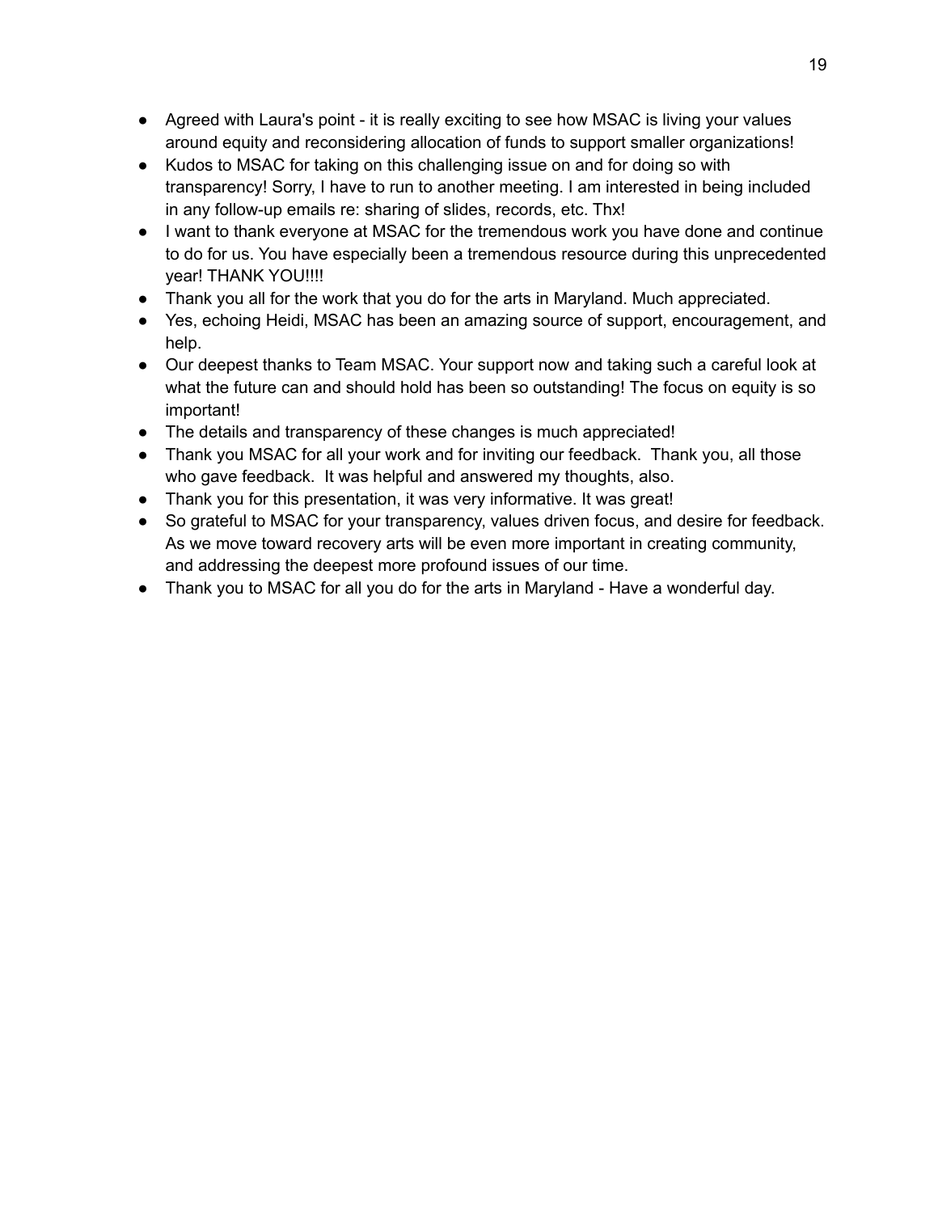- Agreed with Laura's point - it is really exciting to see how MSAC is living your values around equity and reconsidering allocation of funds to support smaller organizations!
- Kudos to MSAC for taking on this challenging issue on and for doing so with transparency! Sorry, I have to run to another meeting. I am interested in being included in any follow-up emails re: sharing of slides, records, etc. Thx!
- I want to thank everyone at MSAC for the tremendous work you have done and continue to do for us. You have especially been a tremendous resource during this unprecedented year! THANK YOU!!!!
- Thank you all for the work that you do for the arts in Maryland. Much appreciated.
- Yes, echoing Heidi, MSAC has been an amazing source of support, encouragement, and help.
- Our deepest thanks to Team MSAC. Your support now and taking such a careful look at what the future can and should hold has been so outstanding! The focus on equity is so important!
- The details and transparency of these changes is much appreciated!
- Thank you MSAC for all your work and for inviting our feedback. Thank you, all those who gave feedback. It was helpful and answered my thoughts, also.
- Thank you for this presentation, it was very informative. It was great!
- So grateful to MSAC for your transparency, values driven focus, and desire for feedback. As we move toward recovery arts will be even more important in creating community, and addressing the deepest more profound issues of our time.
- Thank you to MSAC for all you do for the arts in Maryland - Have a wonderful day.